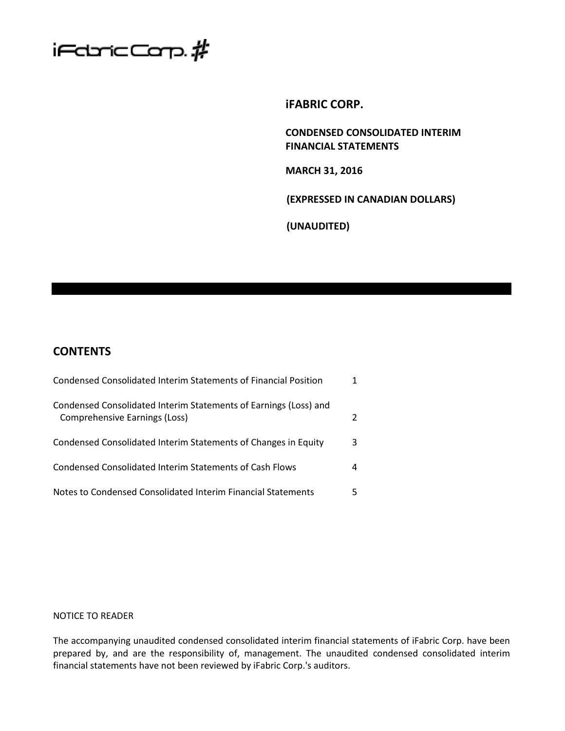iFabric Corp. #

# iFABRIC CORP.

**CONDENSED CONSOLIDATED INTERIM FINANCIAL STATEMENTS**

**MARCH 31, 2016**

**(EXPRESSED IN CANADIAN DOLLARS)**

**(UNAUDITED)**

## CONTENTS

| | |
|---|---|
| Condensed Consolidated Interim Statements of Financial Position | 1 |
| Condensed Consolidated Interim Statements of Earnings (Loss) and Comprehensive Earnings (Loss) | 2 |
| Condensed Consolidated Interim Statements of Changes in Equity | 3 |
| Condensed Consolidated Interim Statements of Cash Flows | 4 |
| Notes to Condensed Consolidated Interim Financial Statements | 5 |

NOTICE TO READER

The accompanying unaudited condensed consolidated interim financial statements of iFabric Corp. have been prepared by, and are the responsibility of, management. The unaudited condensed consolidated interim financial statements have not been reviewed by iFabric Corp.'s auditors.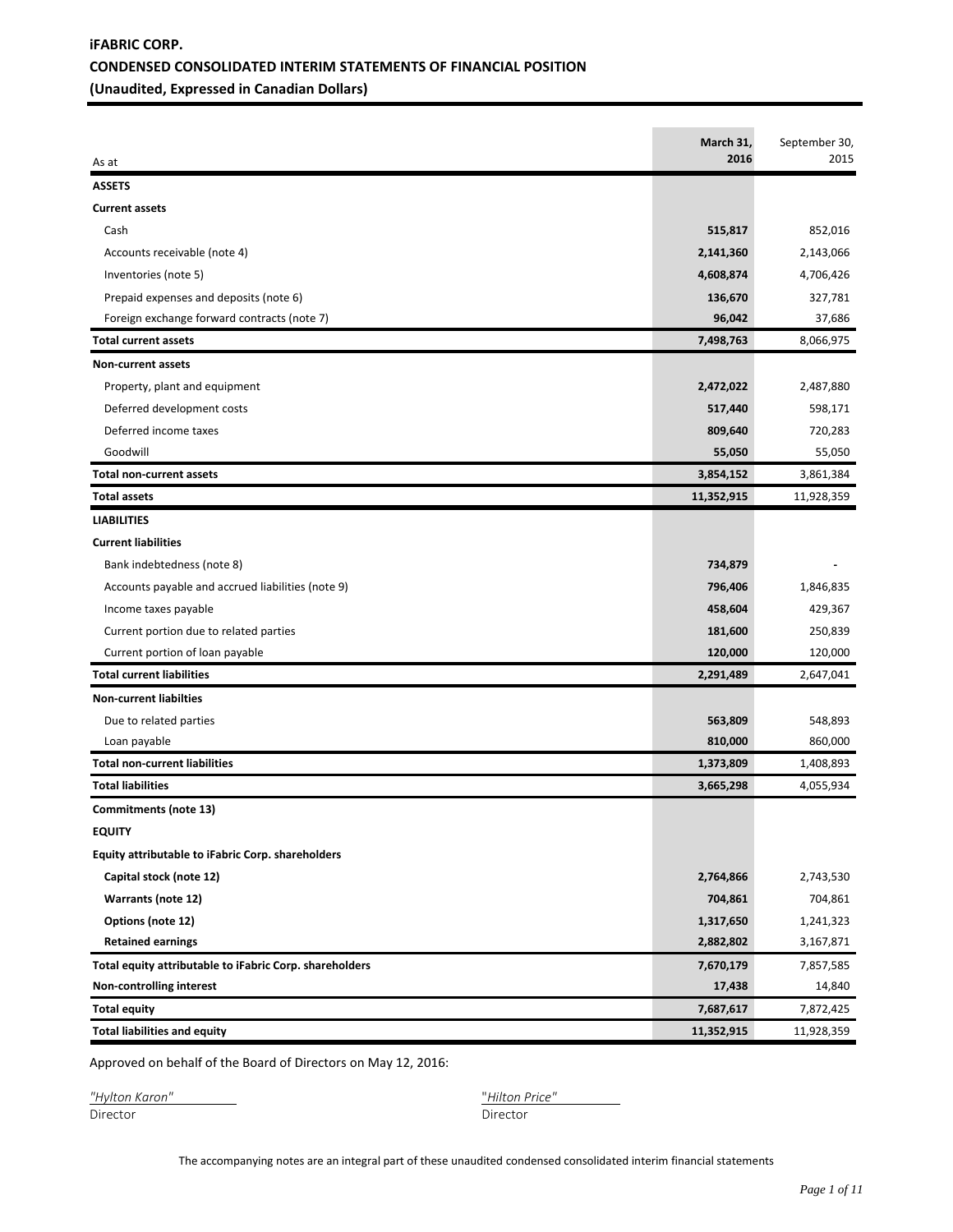**iFABRIC CORP.**

**CONDENSED CONSOLIDATED INTERIM STATEMENTS OF FINANCIAL POSITION**

**(Unaudited, Expressed in Canadian Dollars)**

| As at | March 31, 2016 | September 30, 2015 |
|---|---|---|
| **ASSETS** | | |
| **Current assets** | | |
| Cash | **515,817** | 852,016 |
| Accounts receivable (note 4) | **2,141,360** | 2,143,066 |
| Inventories (note 5) | **4,608,874** | 4,706,426 |
| Prepaid expenses and deposits (note 6) | **136,670** | 327,781 |
| Foreign exchange forward contracts (note 7) | **96,042** | 37,686 |
| **Total current assets** | **7,498,763** | 8,066,975 |
| **Non-current assets** | | |
| Property, plant and equipment | **2,472,022** | 2,487,880 |
| Deferred development costs | **517,440** | 598,171 |
| Deferred income taxes | **809,640** | 720,283 |
| Goodwill | **55,050** | 55,050 |
| **Total non-current assets** | **3,854,152** | 3,861,384 |
| **Total assets** | **11,352,915** | 11,928,359 |
| **LIABILITIES** | | |
| **Current liabilities** | | |
| Bank indebtedness (note 8) | **734,879** | - |
| Accounts payable and accrued liabilities (note 9) | **796,406** | 1,846,835 |
| Income taxes payable | **458,604** | 429,367 |
| Current portion due to related parties | **181,600** | 250,839 |
| Current portion of loan payable | **120,000** | 120,000 |
| **Total current liabilities** | **2,291,489** | 2,647,041 |
| **Non-current liabilties** | | |
| Due to related parties | **563,809** | 548,893 |
| Loan payable | **810,000** | 860,000 |
| **Total non-current liabilities** | **1,373,809** | 1,408,893 |
| **Total liabilities** | **3,665,298** | 4,055,934 |
| **Commitments (note 13)** | | |
| **EQUITY** | | |
| **Equity attributable to iFabric Corp. shareholders** | | |
| **Capital stock (note 12)** | **2,764,866** | 2,743,530 |
| **Warrants (note 12)** | **704,861** | 704,861 |
| **Options (note 12)** | **1,317,650** | 1,241,323 |
| **Retained earnings** | **2,882,802** | 3,167,871 |
| **Total equity attributable to iFabric Corp. shareholders** | **7,670,179** | 7,857,585 |
| **Non-controlling interest** | **17,438** | 14,840 |
| **Total equity** | **7,687,617** | 7,872,425 |
| **Total liabilities and equity** | **11,352,915** | 11,928,359 |

Approved on behalf of the Board of Directors on May 12, 2016:

*"Hylton Karon"*
Director

"*Hilton Price"*
Director

The accompanying notes are an integral part of these unaudited condensed consolidated interim financial statements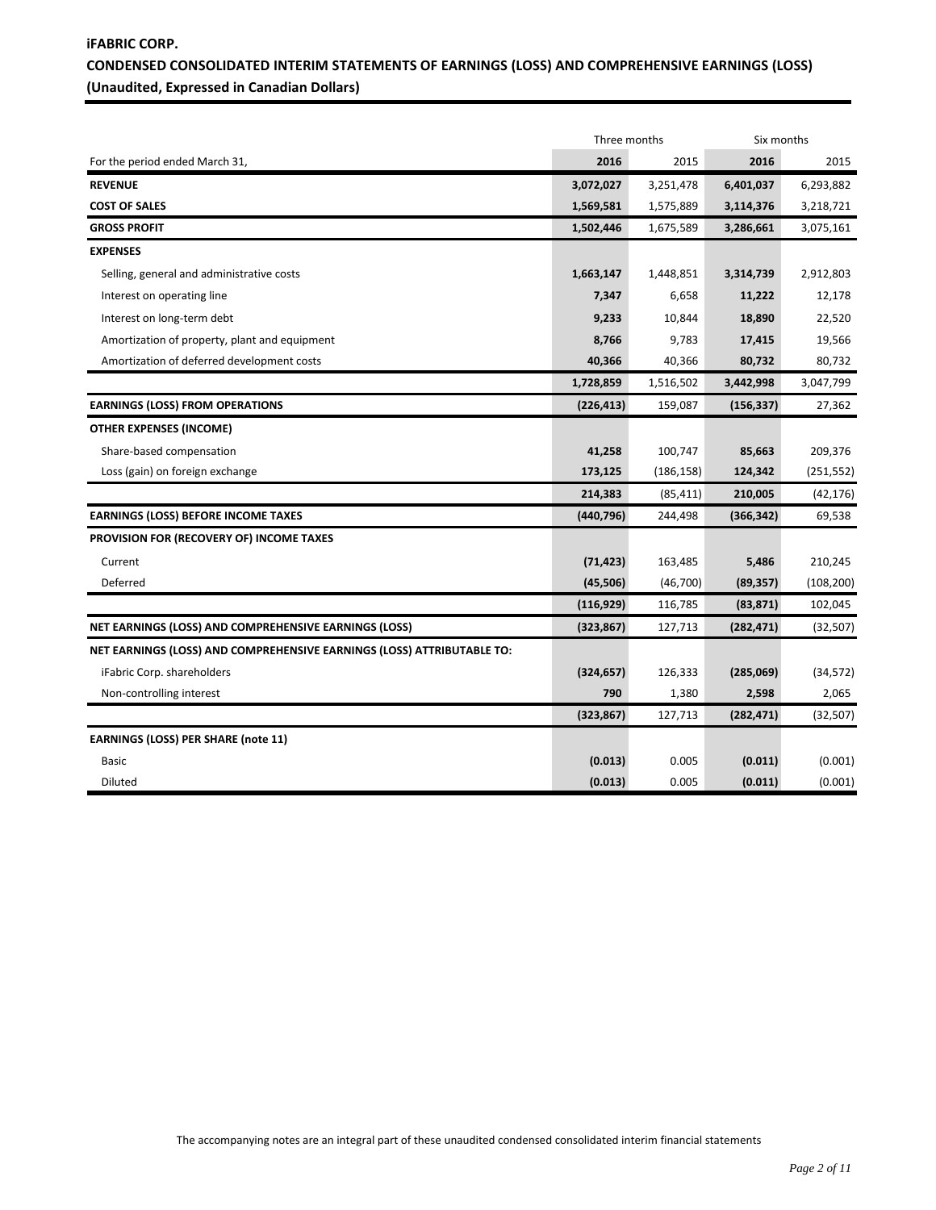**iFABRIC CORP.**

**CONDENSED CONSOLIDATED INTERIM STATEMENTS OF EARNINGS (LOSS) AND COMPREHENSIVE EARNINGS (LOSS)**

**(Unaudited, Expressed in Canadian Dollars)**

| | Three months | | Six months | |
|---|---|---|---|---|
| For the period ended March 31, | **2016** | 2015 | **2016** | 2015 |
| **REVENUE** | **3,072,027** | 3,251,478 | **6,401,037** | 6,293,882 |
| **COST OF SALES** | **1,569,581** | 1,575,889 | **3,114,376** | 3,218,721 |
| **GROSS PROFIT** | **1,502,446** | 1,675,589 | **3,286,661** | 3,075,161 |
| **EXPENSES** | | | | |
| Selling, general and administrative costs | **1,663,147** | 1,448,851 | **3,314,739** | 2,912,803 |
| Interest on operating line | **7,347** | 6,658 | **11,222** | 12,178 |
| Interest on long-term debt | **9,233** | 10,844 | **18,890** | 22,520 |
| Amortization of property, plant and equipment | **8,766** | 9,783 | **17,415** | 19,566 |
| Amortization of deferred development costs | **40,366** | 40,366 | **80,732** | 80,732 |
| | **1,728,859** | 1,516,502 | **3,442,998** | 3,047,799 |
| **EARNINGS (LOSS) FROM OPERATIONS** | **(226,413)** | 159,087 | **(156,337)** | 27,362 |
| **OTHER EXPENSES (INCOME)** | | | | |
| Share-based compensation | **41,258** | 100,747 | **85,663** | 209,376 |
| Loss (gain) on foreign exchange | **173,125** | (186,158) | **124,342** | (251,552) |
| | **214,383** | (85,411) | **210,005** | (42,176) |
| **EARNINGS (LOSS) BEFORE INCOME TAXES** | **(440,796)** | 244,498 | **(366,342)** | 69,538 |
| **PROVISION FOR (RECOVERY OF) INCOME TAXES** | | | | |
| Current | **(71,423)** | 163,485 | **5,486** | 210,245 |
| Deferred | **(45,506)** | (46,700) | **(89,357)** | (108,200) |
| | **(116,929)** | 116,785 | **(83,871)** | 102,045 |
| **NET EARNINGS (LOSS) AND COMPREHENSIVE EARNINGS (LOSS)** | **(323,867)** | 127,713 | **(282,471)** | (32,507) |
| **NET EARNINGS (LOSS) AND COMPREHENSIVE EARNINGS (LOSS) ATTRIBUTABLE TO:** | | | | |
| iFabric Corp. shareholders | **(324,657)** | 126,333 | **(285,069)** | (34,572) |
| Non-controlling interest | **790** | 1,380 | **2,598** | 2,065 |
| | **(323,867)** | 127,713 | **(282,471)** | (32,507) |
| **EARNINGS (LOSS) PER SHARE (note 11)** | | | | |
| Basic | **(0.013)** | 0.005 | **(0.011)** | (0.001) |
| Diluted | **(0.013)** | 0.005 | **(0.011)** | (0.001) |

The accompanying notes are an integral part of these unaudited condensed consolidated interim financial statements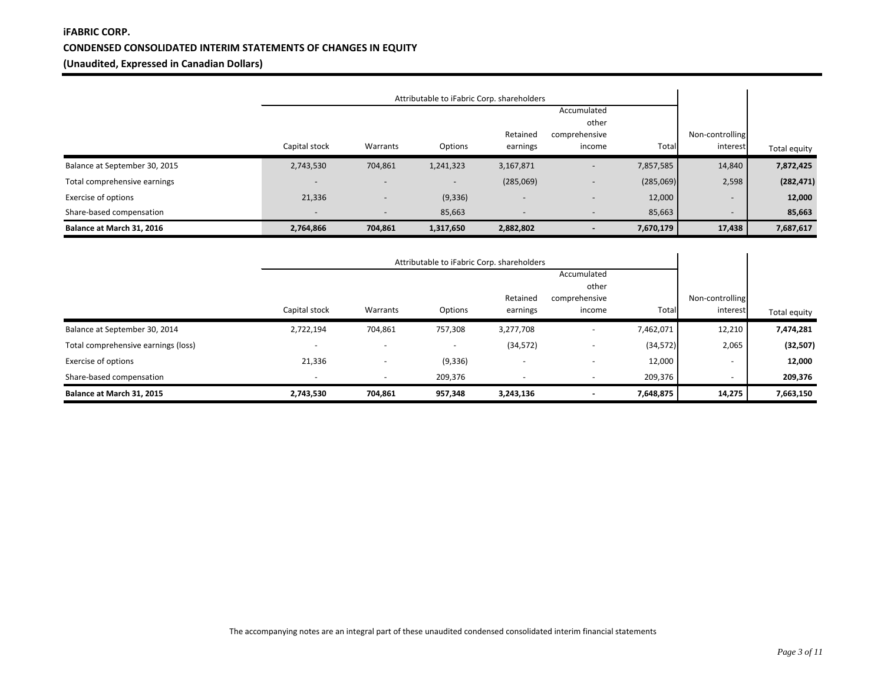**iFABRIC CORP.**

**CONDENSED CONSOLIDATED INTERIM STATEMENTS OF CHANGES IN EQUITY**

**(Unaudited, Expressed in Canadian Dollars)**

| | Attributable to iFabric Corp. shareholders | | | | | | | |
|---|---|---|---|---|---|---|---|---|
| | Capital stock | Warrants | Options | Retained earnings | Accumulated other comprehensive income | Total | Non-controlling interest | Total equity |
| Balance at September 30, 2015 | 2,743,530 | 704,861 | 1,241,323 | 3,167,871 | - | 7,857,585 | 14,840 | **7,872,425** |
| Total comprehensive earnings | - | - | - | (285,069) | - | (285,069) | 2,598 | **(282,471)** |
| Exercise of options | 21,336 | - | (9,336) | - | - | 12,000 | - | **12,000** |
| Share-based compensation | - | - | 85,663 | - | - | 85,663 | - | **85,663** |
| **Balance at March 31, 2016** | **2,764,866** | **704,861** | **1,317,650** | **2,882,802** | **-** | **7,670,179** | **17,438** | **7,687,617** |

| | Attributable to iFabric Corp. shareholders | | | | | | | |
|---|---|---|---|---|---|---|---|---|
| | Capital stock | Warrants | Options | Retained earnings | Accumulated other comprehensive income | Total | Non-controlling interest | Total equity |
| Balance at September 30, 2014 | 2,722,194 | 704,861 | 757,308 | 3,277,708 | - | 7,462,071 | 12,210 | **7,474,281** |
| Total comprehensive earnings (loss) | - | - | - | (34,572) | - | (34,572) | 2,065 | **(32,507)** |
| Exercise of options | 21,336 | - | (9,336) | - | - | 12,000 | - | **12,000** |
| Share-based compensation | - | - | 209,376 | - | - | 209,376 | - | **209,376** |
| **Balance at March 31, 2015** | **2,743,530** | **704,861** | **957,348** | **3,243,136** | **-** | **7,648,875** | **14,275** | **7,663,150** |

The accompanying notes are an integral part of these unaudited condensed consolidated interim financial statements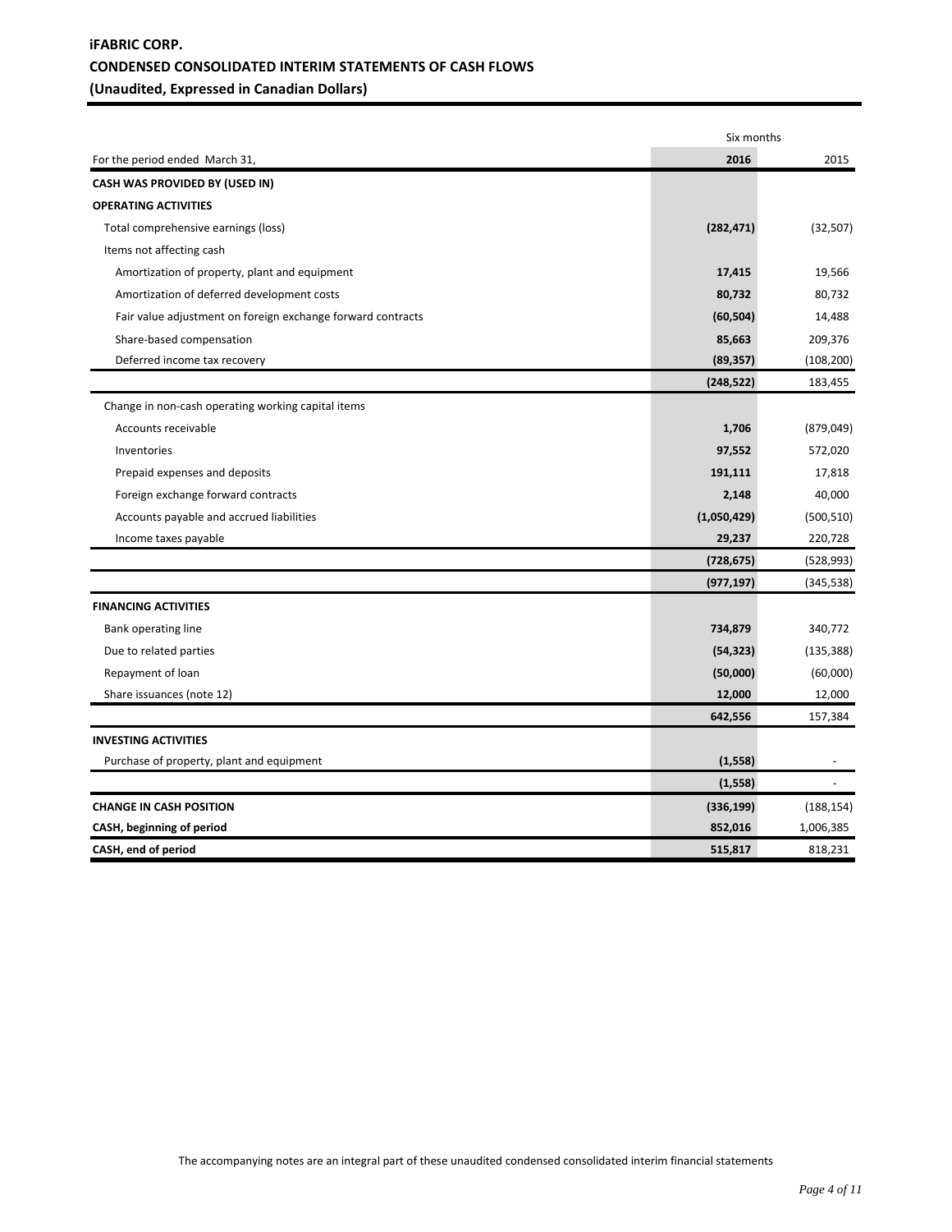**iFABRIC CORP.**
**CONDENSED CONSOLIDATED INTERIM STATEMENTS OF CASH FLOWS**
**(Unaudited, Expressed in Canadian Dollars)**

| | Six months | |
|---|---|---|
| For the period ended March 31, | **2016** | 2015 |
| **CASH WAS PROVIDED BY (USED IN)** | | |
| **OPERATING ACTIVITIES** | | |
| Total comprehensive earnings (loss) | **(282,471)** | (32,507) |
| Items not affecting cash | | |
| Amortization of property, plant and equipment | **17,415** | 19,566 |
| Amortization of deferred development costs | **80,732** | 80,732 |
| Fair value adjustment on foreign exchange forward contracts | **(60,504)** | 14,488 |
| Share-based compensation | **85,663** | 209,376 |
| Deferred income tax recovery | **(89,357)** | (108,200) |
| | **(248,522)** | 183,455 |
| Change in non-cash operating working capital items | | |
| Accounts receivable | **1,706** | (879,049) |
| Inventories | **97,552** | 572,020 |
| Prepaid expenses and deposits | **191,111** | 17,818 |
| Foreign exchange forward contracts | **2,148** | 40,000 |
| Accounts payable and accrued liabilities | **(1,050,429)** | (500,510) |
| Income taxes payable | **29,237** | 220,728 |
| | **(728,675)** | (528,993) |
| | **(977,197)** | (345,538) |
| **FINANCING ACTIVITIES** | | |
| Bank operating line | **734,879** | 340,772 |
| Due to related parties | **(54,323)** | (135,388) |
| Repayment of loan | **(50,000)** | (60,000) |
| Share issuances (note 12) | **12,000** | 12,000 |
| | **642,556** | 157,384 |
| **INVESTING ACTIVITIES** | | |
| Purchase of property, plant and equipment | **(1,558)** | - |
| | **(1,558)** | - |
| **CHANGE IN CASH POSITION** | **(336,199)** | (188,154) |
| **CASH, beginning of period** | **852,016** | 1,006,385 |
| **CASH, end of period** | **515,817** | 818,231 |

The accompanying notes are an integral part of these unaudited condensed consolidated interim financial statements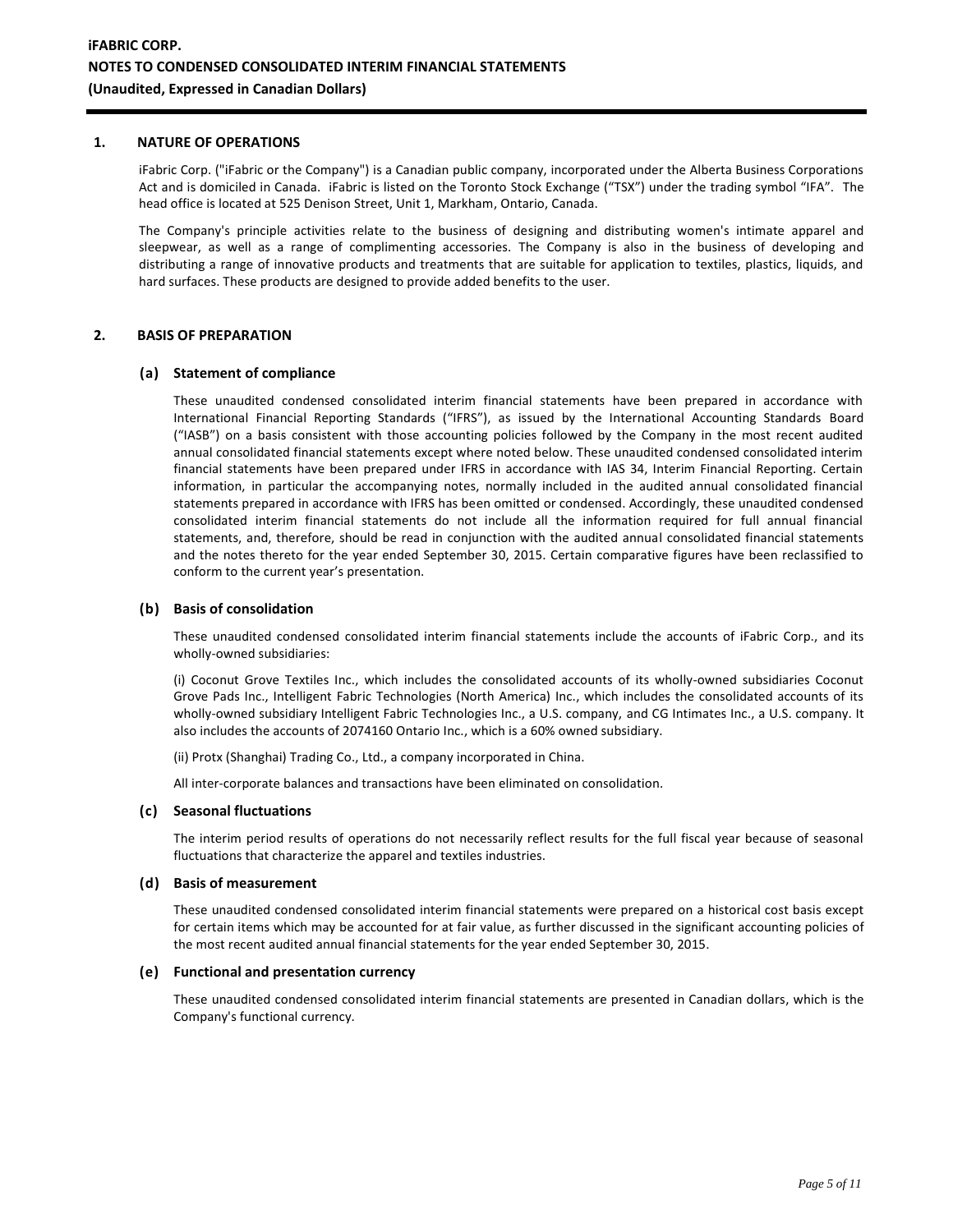## 1. NATURE OF OPERATIONS

iFabric Corp. ("iFabric or the Company") is a Canadian public company, incorporated under the Alberta Business Corporations Act and is domiciled in Canada. iFabric is listed on the Toronto Stock Exchange ("TSX") under the trading symbol "IFA". The head office is located at 525 Denison Street, Unit 1, Markham, Ontario, Canada.

The Company's principle activities relate to the business of designing and distributing women's intimate apparel and sleepwear, as well as a range of complimenting accessories. The Company is also in the business of developing and distributing a range of innovative products and treatments that are suitable for application to textiles, plastics, liquids, and hard surfaces. These products are designed to provide added benefits to the user.

## 2. BASIS OF PREPARATION

### (a) Statement of compliance

These unaudited condensed consolidated interim financial statements have been prepared in accordance with International Financial Reporting Standards ("IFRS"), as issued by the International Accounting Standards Board ("IASB") on a basis consistent with those accounting policies followed by the Company in the most recent audited annual consolidated financial statements except where noted below. These unaudited condensed consolidated interim financial statements have been prepared under IFRS in accordance with IAS 34, Interim Financial Reporting. Certain information, in particular the accompanying notes, normally included in the audited annual consolidated financial statements prepared in accordance with IFRS has been omitted or condensed. Accordingly, these unaudited condensed consolidated interim financial statements do not include all the information required for full annual financial statements, and, therefore, should be read in conjunction with the audited annual consolidated financial statements and the notes thereto for the year ended September 30, 2015. Certain comparative figures have been reclassified to conform to the current year's presentation.

### (b) Basis of consolidation

These unaudited condensed consolidated interim financial statements include the accounts of iFabric Corp., and its wholly-owned subsidiaries:

(i) Coconut Grove Textiles Inc., which includes the consolidated accounts of its wholly-owned subsidiaries Coconut Grove Pads Inc., Intelligent Fabric Technologies (North America) Inc., which includes the consolidated accounts of its wholly-owned subsidiary Intelligent Fabric Technologies Inc., a U.S. company, and CG Intimates Inc., a U.S. company. It also includes the accounts of 2074160 Ontario Inc., which is a 60% owned subsidiary.

(ii) Protx (Shanghai) Trading Co., Ltd., a company incorporated in China.

All inter-corporate balances and transactions have been eliminated on consolidation.

### (c) Seasonal fluctuations

The interim period results of operations do not necessarily reflect results for the full fiscal year because of seasonal fluctuations that characterize the apparel and textiles industries.

### (d) Basis of measurement

These unaudited condensed consolidated interim financial statements were prepared on a historical cost basis except for certain items which may be accounted for at fair value, as further discussed in the significant accounting policies of the most recent audited annual financial statements for the year ended September 30, 2015.

### (e) Functional and presentation currency

These unaudited condensed consolidated interim financial statements are presented in Canadian dollars, which is the Company's functional currency.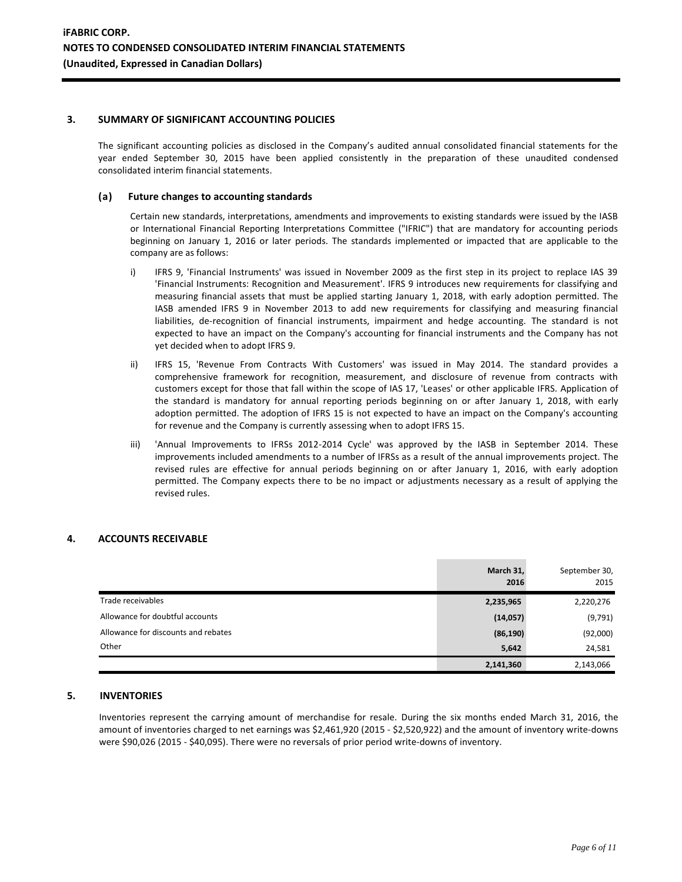## 3. SUMMARY OF SIGNIFICANT ACCOUNTING POLICIES

The significant accounting policies as disclosed in the Company's audited annual consolidated financial statements for the year ended September 30, 2015 have been applied consistently in the preparation of these unaudited condensed consolidated interim financial statements.

### (a) Future changes to accounting standards

Certain new standards, interpretations, amendments and improvements to existing standards were issued by the IASB or International Financial Reporting Interpretations Committee ("IFRIC") that are mandatory for accounting periods beginning on January 1, 2016 or later periods. The standards implemented or impacted that are applicable to the company are as follows:

i) IFRS 9, 'Financial Instruments' was issued in November 2009 as the first step in its project to replace IAS 39 'Financial Instruments: Recognition and Measurement'. IFRS 9 introduces new requirements for classifying and measuring financial assets that must be applied starting January 1, 2018, with early adoption permitted. The IASB amended IFRS 9 in November 2013 to add new requirements for classifying and measuring financial liabilities, de-recognition of financial instruments, impairment and hedge accounting. The standard is not expected to have an impact on the Company's accounting for financial instruments and the Company has not yet decided when to adopt IFRS 9.

ii) IFRS 15, 'Revenue From Contracts With Customers' was issued in May 2014. The standard provides a comprehensive framework for recognition, measurement, and disclosure of revenue from contracts with customers except for those that fall within the scope of IAS 17, 'Leases' or other applicable IFRS. Application of the standard is mandatory for annual reporting periods beginning on or after January 1, 2018, with early adoption permitted. The adoption of IFRS 15 is not expected to have an impact on the Company's accounting for revenue and the Company is currently assessing when to adopt IFRS 15.

iii) 'Annual Improvements to IFRSs 2012-2014 Cycle' was approved by the IASB in September 2014. These improvements included amendments to a number of IFRSs as a result of the annual improvements project. The revised rules are effective for annual periods beginning on or after January 1, 2016, with early adoption permitted. The Company expects there to be no impact or adjustments necessary as a result of applying the revised rules.

## 4. ACCOUNTS RECEIVABLE

| | **March 31, 2016** | September 30, 2015 |
|---|---|---|
| Trade receivables | **2,235,965** | 2,220,276 |
| Allowance for doubtful accounts | **(14,057)** | (9,791) |
| Allowance for discounts and rebates | **(86,190)** | (92,000) |
| Other | **5,642** | 24,581 |
| | **2,141,360** | 2,143,066 |

## 5. INVENTORIES

Inventories represent the carrying amount of merchandise for resale. During the six months ended March 31, 2016, the amount of inventories charged to net earnings was $2,461,920 (2015 - $2,520,922) and the amount of inventory write-downs were $90,026 (2015 - $40,095). There were no reversals of prior period write-downs of inventory.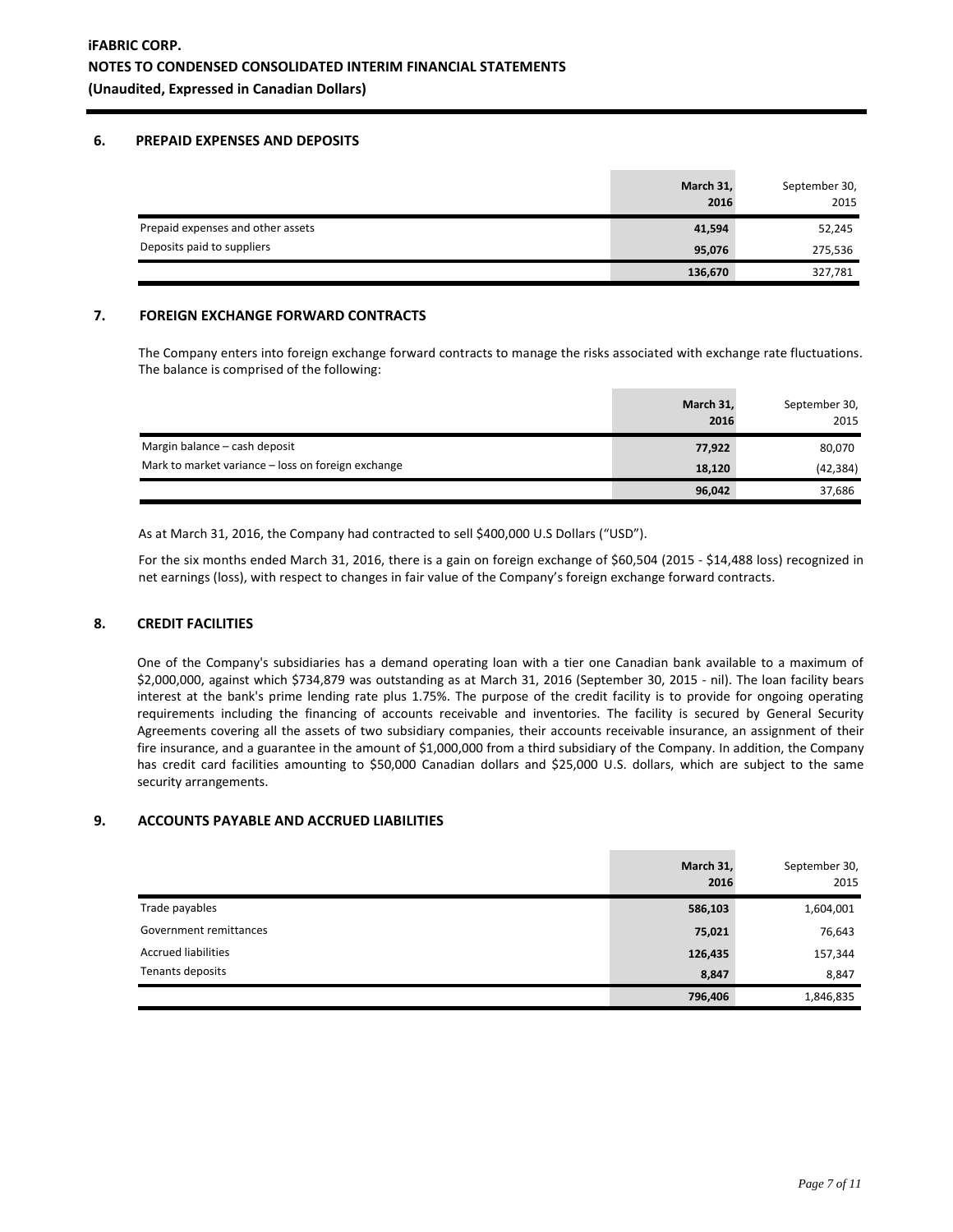## 6. PREPAID EXPENSES AND DEPOSITS

| | March 31, 2016 | September 30, 2015 |
|---|---|---|
| Prepaid expenses and other assets | 41,594 | 52,245 |
| Deposits paid to suppliers | 95,076 | 275,536 |
| | 136,670 | 327,781 |

## 7. FOREIGN EXCHANGE FORWARD CONTRACTS

The Company enters into foreign exchange forward contracts to manage the risks associated with exchange rate fluctuations. The balance is comprised of the following:

| | March 31, 2016 | September 30, 2015 |
|---|---|---|
| Margin balance – cash deposit | 77,922 | 80,070 |
| Mark to market variance – loss on foreign exchange | 18,120 | (42,384) |
| | 96,042 | 37,686 |

As at March 31, 2016, the Company had contracted to sell $400,000 U.S Dollars ("USD").

For the six months ended March 31, 2016, there is a gain on foreign exchange of $60,504 (2015 - $14,488 loss) recognized in net earnings (loss), with respect to changes in fair value of the Company's foreign exchange forward contracts.

## 8. CREDIT FACILITIES

One of the Company's subsidiaries has a demand operating loan with a tier one Canadian bank available to a maximum of $2,000,000, against which $734,879 was outstanding as at March 31, 2016 (September 30, 2015 - nil). The loan facility bears interest at the bank's prime lending rate plus 1.75%. The purpose of the credit facility is to provide for ongoing operating requirements including the financing of accounts receivable and inventories. The facility is secured by General Security Agreements covering all the assets of two subsidiary companies, their accounts receivable insurance, an assignment of their fire insurance, and a guarantee in the amount of $1,000,000 from a third subsidiary of the Company. In addition, the Company has credit card facilities amounting to $50,000 Canadian dollars and $25,000 U.S. dollars, which are subject to the same security arrangements.

## 9. ACCOUNTS PAYABLE AND ACCRUED LIABILITIES

| | March 31, 2016 | September 30, 2015 |
|---|---|---|
| Trade payables | 586,103 | 1,604,001 |
| Government remittances | 75,021 | 76,643 |
| Accrued liabilities | 126,435 | 157,344 |
| Tenants deposits | 8,847 | 8,847 |
| | 796,406 | 1,846,835 |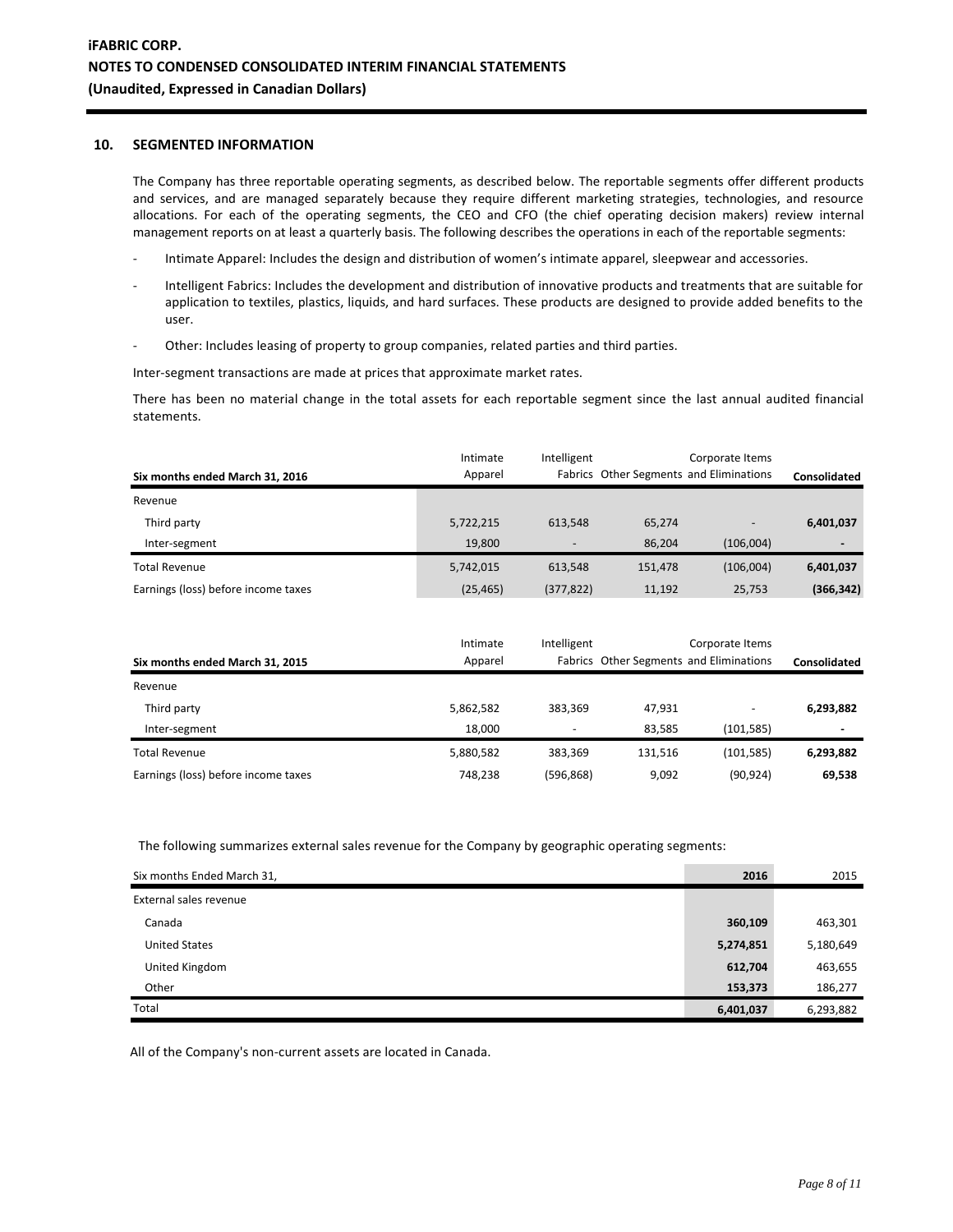## 10. SEGMENTED INFORMATION

The Company has three reportable operating segments, as described below. The reportable segments offer different products and services, and are managed separately because they require different marketing strategies, technologies, and resource allocations. For each of the operating segments, the CEO and CFO (the chief operating decision makers) review internal management reports on at least a quarterly basis. The following describes the operations in each of the reportable segments:

- Intimate Apparel: Includes the design and distribution of women's intimate apparel, sleepwear and accessories.
- Intelligent Fabrics: Includes the development and distribution of innovative products and treatments that are suitable for application to textiles, plastics, liquids, and hard surfaces. These products are designed to provide added benefits to the user.
- Other: Includes leasing of property to group companies, related parties and third parties.

Inter-segment transactions are made at prices that approximate market rates.

There has been no material change in the total assets for each reportable segment since the last annual audited financial statements.

| Six months ended March 31, 2016 | Intimate Apparel | Intelligent Fabrics | Other Segments | Corporate Items and Eliminations | Consolidated |
|---|---|---|---|---|---|
| Revenue | | | | | |
| Third party | 5,722,215 | 613,548 | 65,274 | - | **6,401,037** |
| Inter-segment | 19,800 | - | 86,204 | (106,004) | **-** |
| Total Revenue | 5,742,015 | 613,548 | 151,478 | (106,004) | **6,401,037** |
| Earnings (loss) before income taxes | (25,465) | (377,822) | 11,192 | 25,753 | **(366,342)** |

| Six months ended March 31, 2015 | Intimate Apparel | Intelligent Fabrics | Other Segments | Corporate Items and Eliminations | Consolidated |
|---|---|---|---|---|---|
| Revenue | | | | | |
| Third party | 5,862,582 | 383,369 | 47,931 | - | **6,293,882** |
| Inter-segment | 18,000 | - | 83,585 | (101,585) | **-** |
| Total Revenue | 5,880,582 | 383,369 | 131,516 | (101,585) | **6,293,882** |
| Earnings (loss) before income taxes | 748,238 | (596,868) | 9,092 | (90,924) | **69,538** |

The following summarizes external sales revenue for the Company by geographic operating segments:

| Six months Ended March 31, | 2016 | 2015 |
|---|---|---|
| External sales revenue | | |
| Canada | **360,109** | 463,301 |
| United States | **5,274,851** | 5,180,649 |
| United Kingdom | **612,704** | 463,655 |
| Other | **153,373** | 186,277 |
| Total | **6,401,037** | 6,293,882 |

All of the Company's non-current assets are located in Canada.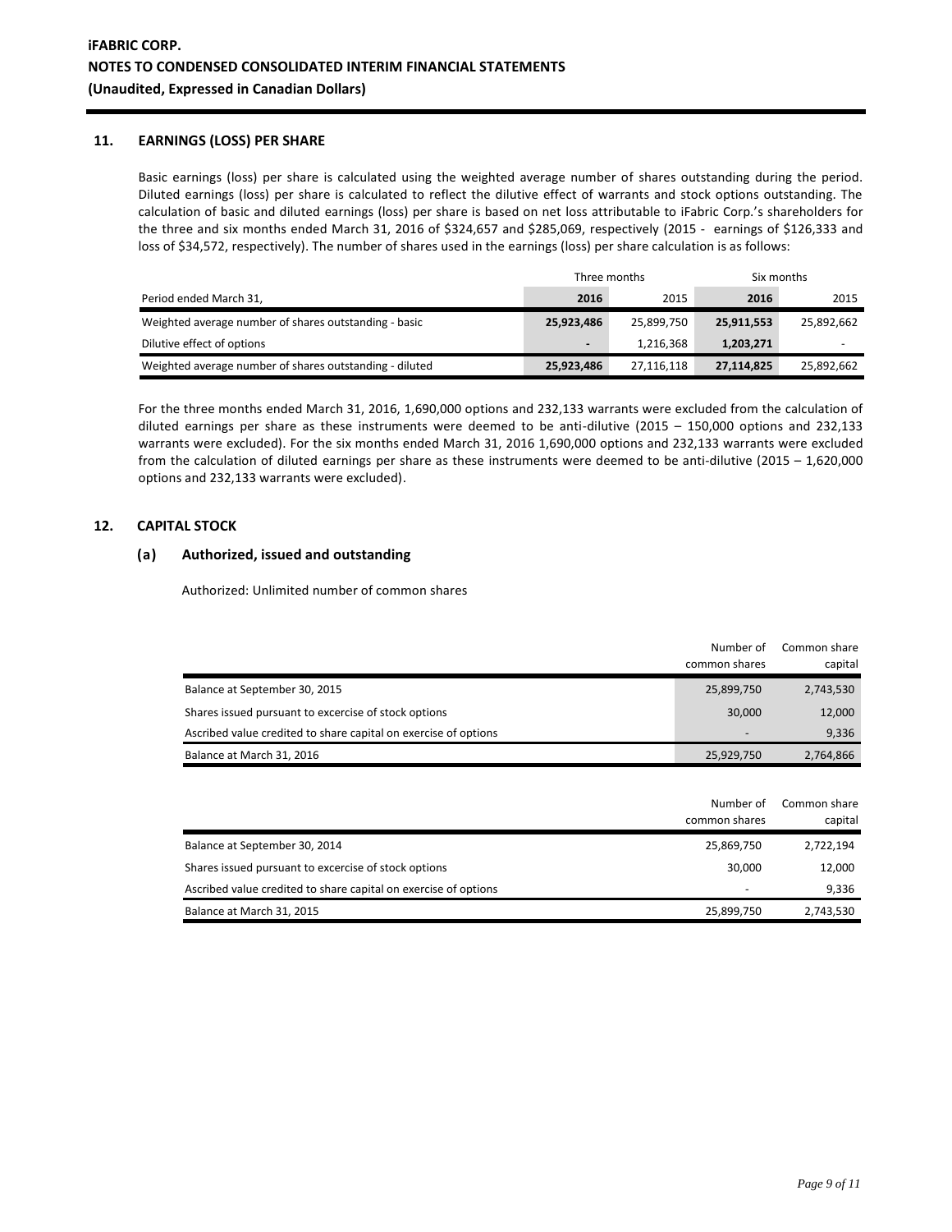## 11. EARNINGS (LOSS) PER SHARE

Basic earnings (loss) per share is calculated using the weighted average number of shares outstanding during the period. Diluted earnings (loss) per share is calculated to reflect the dilutive effect of warrants and stock options outstanding. The calculation of basic and diluted earnings (loss) per share is based on net loss attributable to iFabric Corp.'s shareholders for the three and six months ended March 31, 2016 of $324,657 and $285,069, respectively (2015 - earnings of $126,333 and loss of $34,572, respectively). The number of shares used in the earnings (loss) per share calculation is as follows:

| | Three months | | Six months | |
|---|---|---|---|---|
| Period ended March 31, | **2016** | 2015 | **2016** | 2015 |
| Weighted average number of shares outstanding - basic | **25,923,486** | 25,899,750 | **25,911,553** | 25,892,662 |
| Dilutive effect of options | **-** | 1,216,368 | **1,203,271** | - |
| Weighted average number of shares outstanding - diluted | **25,923,486** | 27,116,118 | **27,114,825** | 25,892,662 |

For the three months ended March 31, 2016, 1,690,000 options and 232,133 warrants were excluded from the calculation of diluted earnings per share as these instruments were deemed to be anti-dilutive (2015 – 150,000 options and 232,133 warrants were excluded). For the six months ended March 31, 2016 1,690,000 options and 232,133 warrants were excluded from the calculation of diluted earnings per share as these instruments were deemed to be anti-dilutive (2015 – 1,620,000 options and 232,133 warrants were excluded).

## 12. CAPITAL STOCK

### (a) Authorized, issued and outstanding

Authorized: Unlimited number of common shares

| | Number of common shares | Common share capital |
|---|---|---|
| Balance at September 30, 2015 | 25,899,750 | 2,743,530 |
| Shares issued pursuant to excercise of stock options | 30,000 | 12,000 |
| Ascribed value credited to share capital on exercise of options | - | 9,336 |
| Balance at March 31, 2016 | 25,929,750 | 2,764,866 |

| | Number of common shares | Common share capital |
|---|---|---|
| Balance at September 30, 2014 | 25,869,750 | 2,722,194 |
| Shares issued pursuant to excercise of stock options | 30,000 | 12,000 |
| Ascribed value credited to share capital on exercise of options | - | 9,336 |
| Balance at March 31, 2015 | 25,899,750 | 2,743,530 |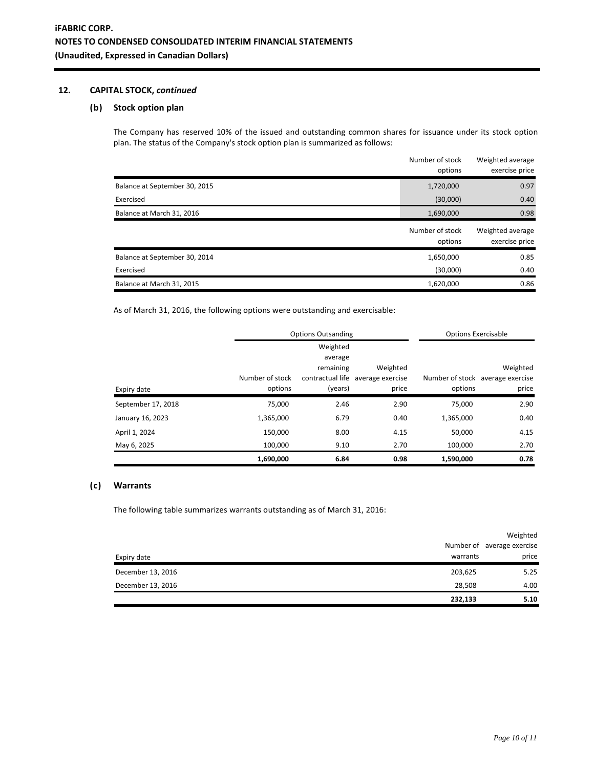## 12. CAPITAL STOCK, *continued*

### (b) Stock option plan

The Company has reserved 10% of the issued and outstanding common shares for issuance under its stock option plan. The status of the Company's stock option plan is summarized as follows:

| | Number of stock options | Weighted average exercise price |
|---|---|---|
| Balance at September 30, 2015 | 1,720,000 | 0.97 |
| Exercised | (30,000) | 0.40 |
| Balance at March 31, 2016 | 1,690,000 | 0.98 |

| | Number of stock options | Weighted average exercise price |
|---|---|---|
| Balance at September 30, 2014 | 1,650,000 | 0.85 |
| Exercised | (30,000) | 0.40 |
| Balance at March 31, 2015 | 1,620,000 | 0.86 |

As of March 31, 2016, the following options were outstanding and exercisable:

| | Options Outsanding | | | Options Exercisable | |
|---|---|---|---|---|---|
| Expiry date | Number of stock options | Weighted average remaining contractual life (years) | Weighted average exercise price | Number of stock options | Weighted average exercise price |
| September 17, 2018 | 75,000 | 2.46 | 2.90 | 75,000 | 2.90 |
| January 16, 2023 | 1,365,000 | 6.79 | 0.40 | 1,365,000 | 0.40 |
| April 1, 2024 | 150,000 | 8.00 | 4.15 | 50,000 | 4.15 |
| May 6, 2025 | 100,000 | 9.10 | 2.70 | 100,000 | 2.70 |
| | **1,690,000** | **6.84** | **0.98** | **1,590,000** | **0.78** |

### (c) Warrants

The following table summarizes warrants outstanding as of March 31, 2016:

| Expiry date | Number of warrants | Weighted average exercise price |
|---|---|---|
| December 13, 2016 | 203,625 | 5.25 |
| December 13, 2016 | 28,508 | 4.00 |
| | **232,133** | **5.10** |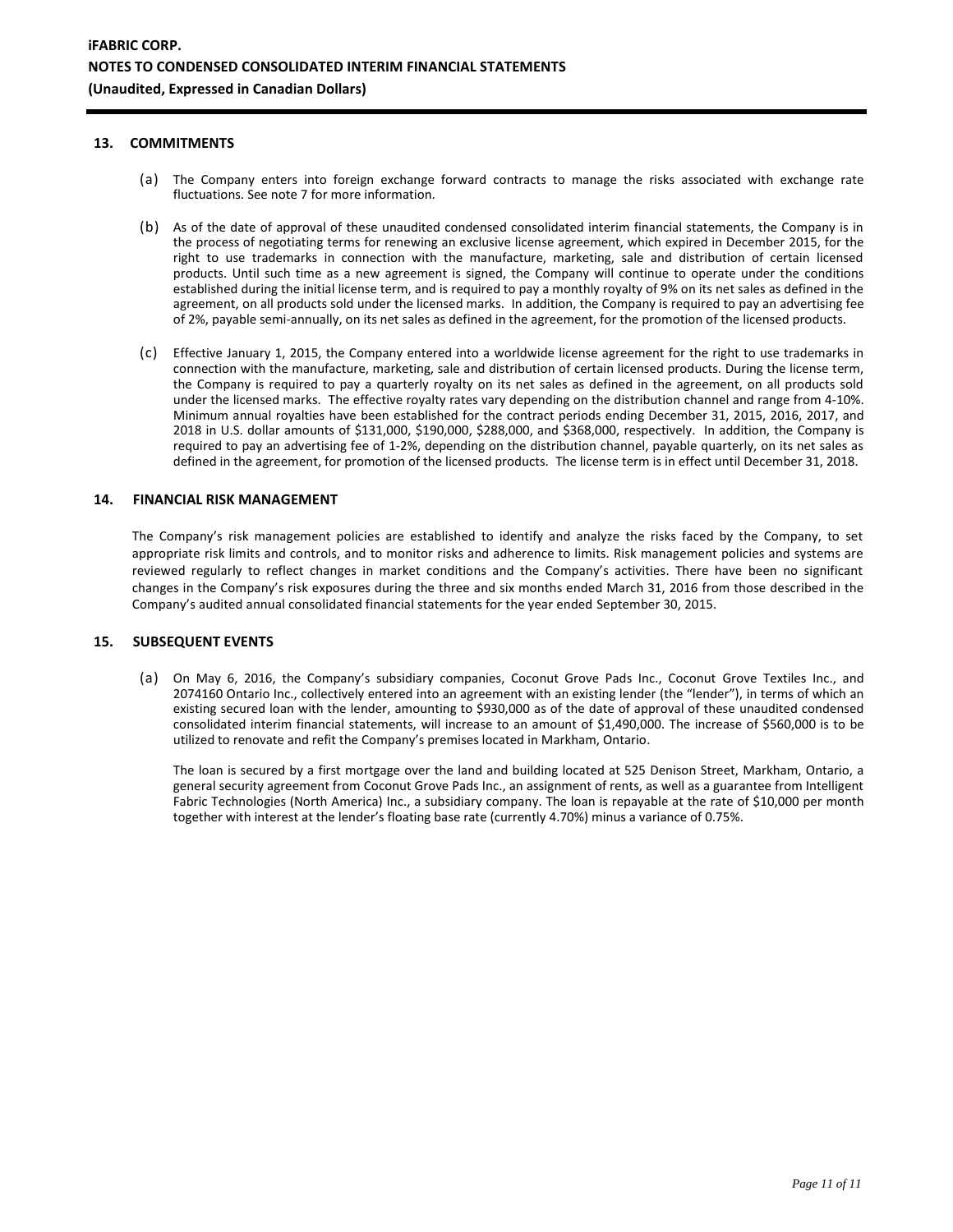## 13. COMMITMENTS

(a) The Company enters into foreign exchange forward contracts to manage the risks associated with exchange rate fluctuations. See note 7 for more information.

(b) As of the date of approval of these unaudited condensed consolidated interim financial statements, the Company is in the process of negotiating terms for renewing an exclusive license agreement, which expired in December 2015, for the right to use trademarks in connection with the manufacture, marketing, sale and distribution of certain licensed products. Until such time as a new agreement is signed, the Company will continue to operate under the conditions established during the initial license term, and is required to pay a monthly royalty of 9% on its net sales as defined in the agreement, on all products sold under the licensed marks. In addition, the Company is required to pay an advertising fee of 2%, payable semi-annually, on its net sales as defined in the agreement, for the promotion of the licensed products.

(c) Effective January 1, 2015, the Company entered into a worldwide license agreement for the right to use trademarks in connection with the manufacture, marketing, sale and distribution of certain licensed products. During the license term, the Company is required to pay a quarterly royalty on its net sales as defined in the agreement, on all products sold under the licensed marks. The effective royalty rates vary depending on the distribution channel and range from 4-10%. Minimum annual royalties have been established for the contract periods ending December 31, 2015, 2016, 2017, and 2018 in U.S. dollar amounts of $131,000, $190,000, $288,000, and $368,000, respectively. In addition, the Company is required to pay an advertising fee of 1-2%, depending on the distribution channel, payable quarterly, on its net sales as defined in the agreement, for promotion of the licensed products. The license term is in effect until December 31, 2018.

## 14. FINANCIAL RISK MANAGEMENT

The Company's risk management policies are established to identify and analyze the risks faced by the Company, to set appropriate risk limits and controls, and to monitor risks and adherence to limits. Risk management policies and systems are reviewed regularly to reflect changes in market conditions and the Company's activities. There have been no significant changes in the Company's risk exposures during the three and six months ended March 31, 2016 from those described in the Company's audited annual consolidated financial statements for the year ended September 30, 2015.

## 15. SUBSEQUENT EVENTS

(a) On May 6, 2016, the Company's subsidiary companies, Coconut Grove Pads Inc., Coconut Grove Textiles Inc., and 2074160 Ontario Inc., collectively entered into an agreement with an existing lender (the "lender"), in terms of which an existing secured loan with the lender, amounting to $930,000 as of the date of approval of these unaudited condensed consolidated interim financial statements, will increase to an amount of $1,490,000. The increase of $560,000 is to be utilized to renovate and refit the Company's premises located in Markham, Ontario.

The loan is secured by a first mortgage over the land and building located at 525 Denison Street, Markham, Ontario, a general security agreement from Coconut Grove Pads Inc., an assignment of rents, as well as a guarantee from Intelligent Fabric Technologies (North America) Inc., a subsidiary company. The loan is repayable at the rate of $10,000 per month together with interest at the lender's floating base rate (currently 4.70%) minus a variance of 0.75%.